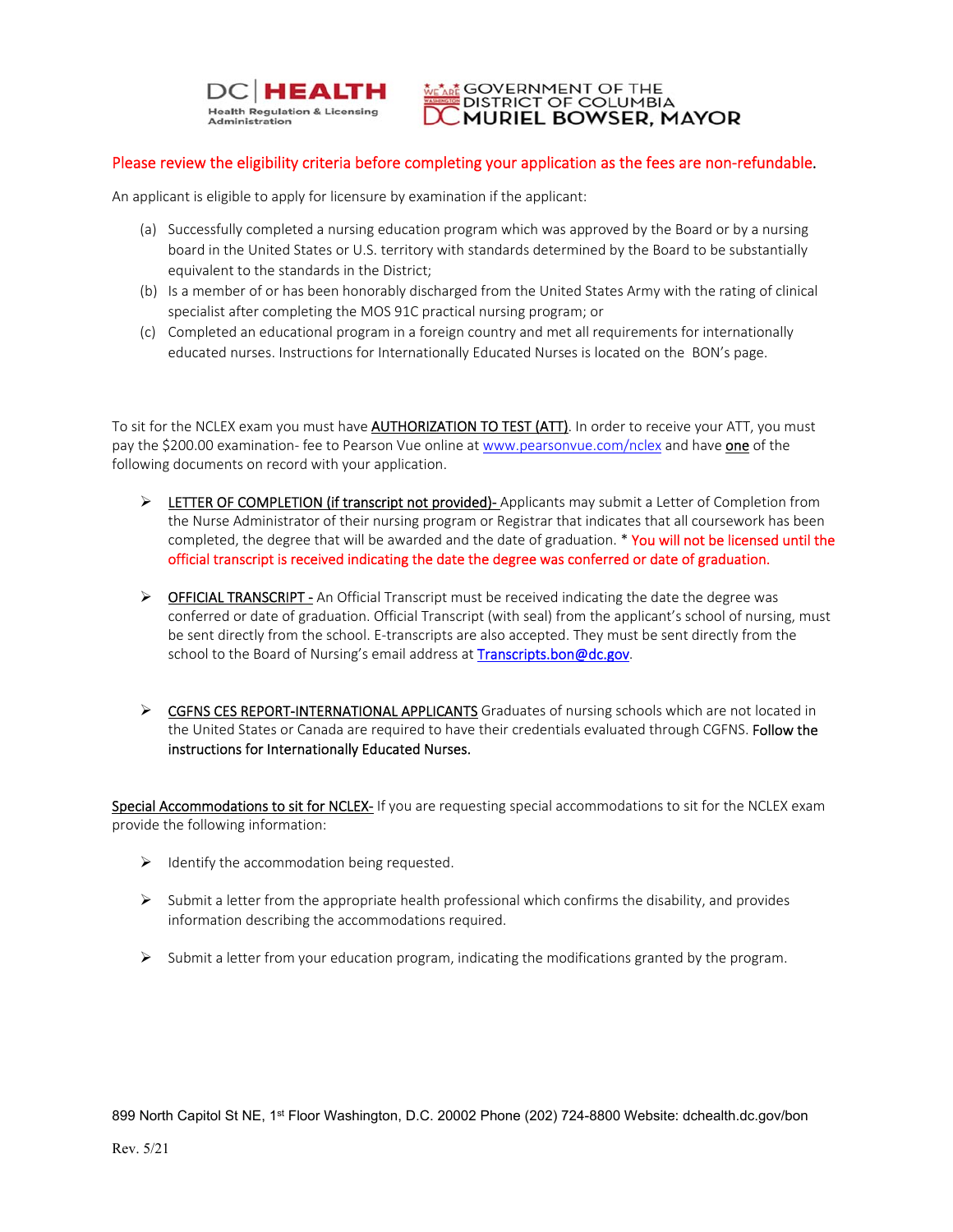DC | HEALTH
Health Regulation & Licensing Administration

GOVERNMENT OF THE DISTRICT OF COLUMBIA
MURIEL BOWSER, MAYOR

Please review the eligibility criteria before completing your application as the fees are non-refundable.

An applicant is eligible to apply for licensure by examination if the applicant:

(a) Successfully completed a nursing education program which was approved by the Board or by a nursing board in the United States or U.S. territory with standards determined by the Board to be substantially equivalent to the standards in the District;

(b) Is a member of or has been honorably discharged from the United States Army with the rating of clinical specialist after completing the MOS 91C practical nursing program; or

(c) Completed an educational program in a foreign country and met all requirements for internationally educated nurses. Instructions for Internationally Educated Nurses is located on the BON's page.

To sit for the NCLEX exam you must have AUTHORIZATION TO TEST (ATT). In order to receive your ATT, you must pay the $200.00 examination- fee to Pearson Vue online at www.pearsonvue.com/nclex and have one of the following documents on record with your application.

- LETTER OF COMPLETION (if transcript not provided)- Applicants may submit a Letter of Completion from the Nurse Administrator of their nursing program or Registrar that indicates that all coursework has been completed, the degree that will be awarded and the date of graduation. * You will not be licensed until the official transcript is received indicating the date the degree was conferred or date of graduation.

- OFFICIAL TRANSCRIPT - An Official Transcript must be received indicating the date the degree was conferred or date of graduation. Official Transcript (with seal) from the applicant's school of nursing, must be sent directly from the school. E-transcripts are also accepted. They must be sent directly from the school to the Board of Nursing's email address at Transcripts.bon@dc.gov.

- CGFNS CES REPORT-INTERNATIONAL APPLICANTS Graduates of nursing schools which are not located in the United States or Canada are required to have their credentials evaluated through CGFNS. **Follow the instructions for Internationally Educated Nurses.**

Special Accommodations to sit for NCLEX- If you are requesting special accommodations to sit for the NCLEX exam provide the following information:

- Identify the accommodation being requested.

- Submit a letter from the appropriate health professional which confirms the disability, and provides information describing the accommodations required.

- Submit a letter from your education program, indicating the modifications granted by the program.

899 North Capitol St NE, 1st Floor Washington, D.C. 20002 Phone (202) 724-8800 Website: dchealth.dc.gov/bon

Rev. 5/21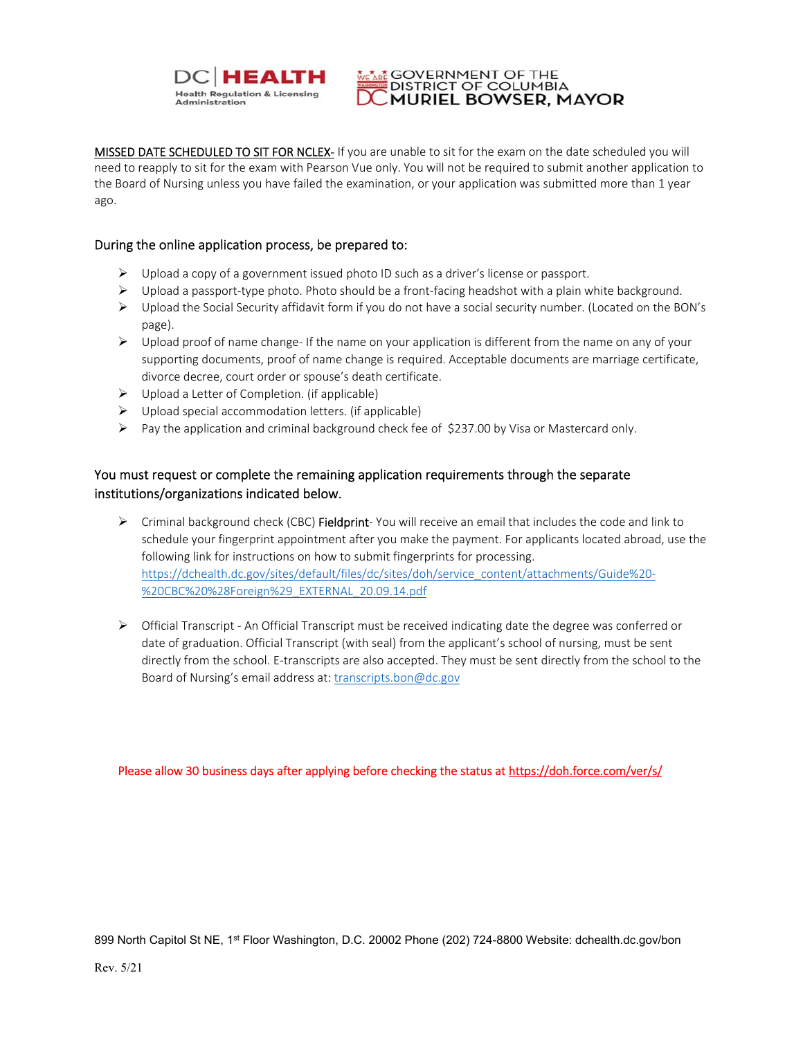**MISSED DATE SCHEDULED TO SIT FOR NCLEX-** If you are unable to sit for the exam on the date scheduled you will need to reapply to sit for the exam with Pearson Vue only. You will not be required to submit another application to the Board of Nursing unless you have failed the examination, or your application was submitted more than 1 year ago.

## During the online application process, be prepared to:

- Upload a copy of a government issued photo ID such as a driver's license or passport.
- Upload a passport-type photo. Photo should be a front-facing headshot with a plain white background.
- Upload the Social Security affidavit form if you do not have a social security number. (Located on the BON's page).
- Upload proof of name change- If the name on your application is different from the name on any of your supporting documents, proof of name change is required. Acceptable documents are marriage certificate, divorce decree, court order or spouse's death certificate.
- Upload a Letter of Completion. (if applicable)
- Upload special accommodation letters. (if applicable)
- Pay the application and criminal background check fee of $237.00 by Visa or Mastercard only.

## You must request or complete the remaining application requirements through the separate institutions/organizations indicated below.

- Criminal background check (CBC) **Fieldprint**- You will receive an email that includes the code and link to schedule your fingerprint appointment after you make the payment. For applicants located abroad, use the following link for instructions on how to submit fingerprints for processing. https://dchealth.dc.gov/sites/default/files/dc/sites/doh/service_content/attachments/Guide%20-%20CBC%20%28Foreign%29_EXTERNAL_20.09.14.pdf

- Official Transcript - An Official Transcript must be received indicating date the degree was conferred or date of graduation. Official Transcript (with seal) from the applicant's school of nursing, must be sent directly from the school. E-transcripts are also accepted. They must be sent directly from the school to the Board of Nursing's email address at: transcripts.bon@dc.gov

Please allow 30 business days after applying before checking the status at https://doh.force.com/ver/s/

899 North Capitol St NE, 1st Floor Washington, D.C. 20002 Phone (202) 724-8800 Website: dchealth.dc.gov/bon

Rev. 5/21